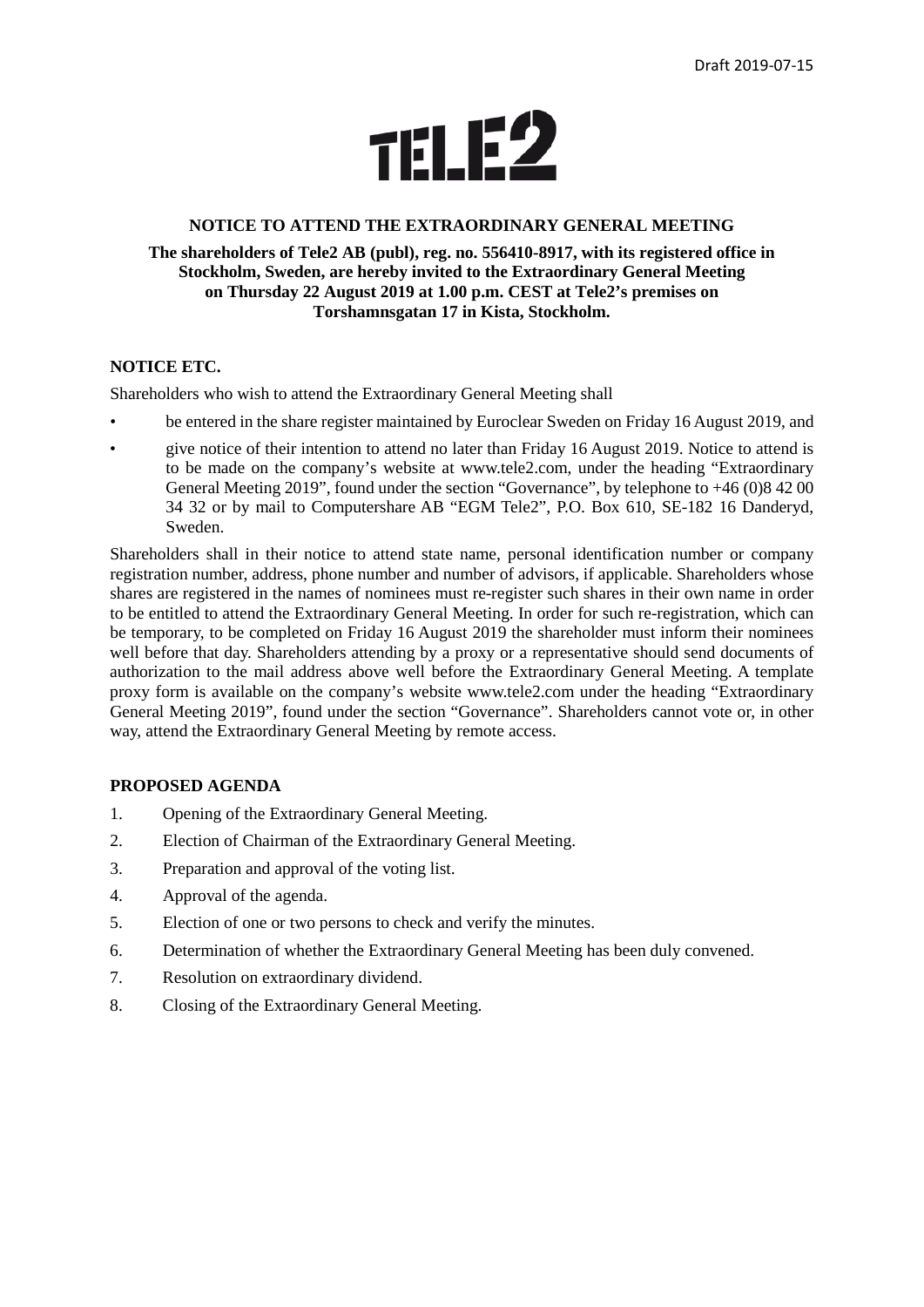Draft 2019-07-15

TELE2

# NOTICE TO ATTEND THE EXTRAORDINARY GENERAL MEETING

**The shareholders of Tele2 AB (publ), reg. no. 556410-8917, with its registered office in Stockholm, Sweden, are hereby invited to the Extraordinary General Meeting on Thursday 22 August 2019 at 1.00 p.m. CEST at Tele2's premises on Torshamnsgatan 17 in Kista, Stockholm.**

## NOTICE ETC.

Shareholders who wish to attend the Extraordinary General Meeting shall

- be entered in the share register maintained by Euroclear Sweden on Friday 16 August 2019, and
- give notice of their intention to attend no later than Friday 16 August 2019. Notice to attend is to be made on the company's website at www.tele2.com, under the heading "Extraordinary General Meeting 2019", found under the section "Governance", by telephone to +46 (0)8 42 00 34 32 or by mail to Computershare AB "EGM Tele2", P.O. Box 610, SE-182 16 Danderyd, Sweden.

Shareholders shall in their notice to attend state name, personal identification number or company registration number, address, phone number and number of advisors, if applicable. Shareholders whose shares are registered in the names of nominees must re-register such shares in their own name in order to be entitled to attend the Extraordinary General Meeting. In order for such re-registration, which can be temporary, to be completed on Friday 16 August 2019 the shareholder must inform their nominees well before that day. Shareholders attending by a proxy or a representative should send documents of authorization to the mail address above well before the Extraordinary General Meeting. A template proxy form is available on the company's website www.tele2.com under the heading "Extraordinary General Meeting 2019", found under the section "Governance". Shareholders cannot vote or, in other way, attend the Extraordinary General Meeting by remote access.

## PROPOSED AGENDA

1. Opening of the Extraordinary General Meeting.
2. Election of Chairman of the Extraordinary General Meeting.
3. Preparation and approval of the voting list.
4. Approval of the agenda.
5. Election of one or two persons to check and verify the minutes.
6. Determination of whether the Extraordinary General Meeting has been duly convened.
7. Resolution on extraordinary dividend.
8. Closing of the Extraordinary General Meeting.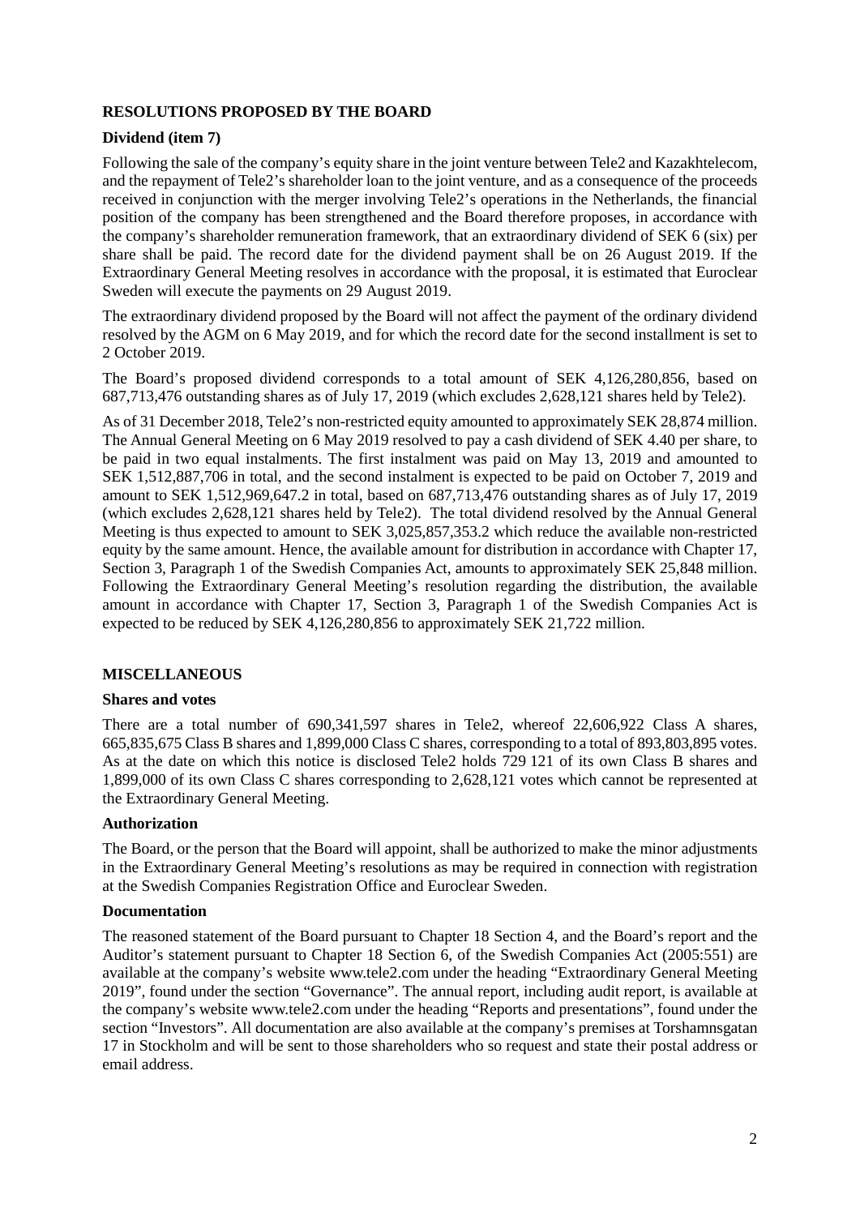## RESOLUTIONS PROPOSED BY THE BOARD

### Dividend (item 7)

Following the sale of the company's equity share in the joint venture between Tele2 and Kazakhtelecom, and the repayment of Tele2's shareholder loan to the joint venture, and as a consequence of the proceeds received in conjunction with the merger involving Tele2's operations in the Netherlands, the financial position of the company has been strengthened and the Board therefore proposes, in accordance with the company's shareholder remuneration framework, that an extraordinary dividend of SEK 6 (six) per share shall be paid. The record date for the dividend payment shall be on 26 August 2019. If the Extraordinary General Meeting resolves in accordance with the proposal, it is estimated that Euroclear Sweden will execute the payments on 29 August 2019.

The extraordinary dividend proposed by the Board will not affect the payment of the ordinary dividend resolved by the AGM on 6 May 2019, and for which the record date for the second installment is set to 2 October 2019.

The Board's proposed dividend corresponds to a total amount of SEK 4,126,280,856, based on 687,713,476 outstanding shares as of July 17, 2019 (which excludes 2,628,121 shares held by Tele2).

As of 31 December 2018, Tele2's non-restricted equity amounted to approximately SEK 28,874 million. The Annual General Meeting on 6 May 2019 resolved to pay a cash dividend of SEK 4.40 per share, to be paid in two equal instalments. The first instalment was paid on May 13, 2019 and amounted to SEK 1,512,887,706 in total, and the second instalment is expected to be paid on October 7, 2019 and amount to SEK 1,512,969,647.2 in total, based on 687,713,476 outstanding shares as of July 17, 2019 (which excludes 2,628,121 shares held by Tele2). The total dividend resolved by the Annual General Meeting is thus expected to amount to SEK 3,025,857,353.2 which reduce the available non-restricted equity by the same amount. Hence, the available amount for distribution in accordance with Chapter 17, Section 3, Paragraph 1 of the Swedish Companies Act, amounts to approximately SEK 25,848 million. Following the Extraordinary General Meeting's resolution regarding the distribution, the available amount in accordance with Chapter 17, Section 3, Paragraph 1 of the Swedish Companies Act is expected to be reduced by SEK 4,126,280,856 to approximately SEK 21,722 million.

## MISCELLANEOUS

### Shares and votes

There are a total number of 690,341,597 shares in Tele2, whereof 22,606,922 Class A shares, 665,835,675 Class B shares and 1,899,000 Class C shares, corresponding to a total of 893,803,895 votes. As at the date on which this notice is disclosed Tele2 holds 729 121 of its own Class B shares and 1,899,000 of its own Class C shares corresponding to 2,628,121 votes which cannot be represented at the Extraordinary General Meeting.

### Authorization

The Board, or the person that the Board will appoint, shall be authorized to make the minor adjustments in the Extraordinary General Meeting's resolutions as may be required in connection with registration at the Swedish Companies Registration Office and Euroclear Sweden.

### Documentation

The reasoned statement of the Board pursuant to Chapter 18 Section 4, and the Board's report and the Auditor's statement pursuant to Chapter 18 Section 6, of the Swedish Companies Act (2005:551) are available at the company's website www.tele2.com under the heading "Extraordinary General Meeting 2019", found under the section "Governance". The annual report, including audit report, is available at the company's website www.tele2.com under the heading "Reports and presentations", found under the section "Investors". All documentation are also available at the company's premises at Torshamnsgatan 17 in Stockholm and will be sent to those shareholders who so request and state their postal address or email address.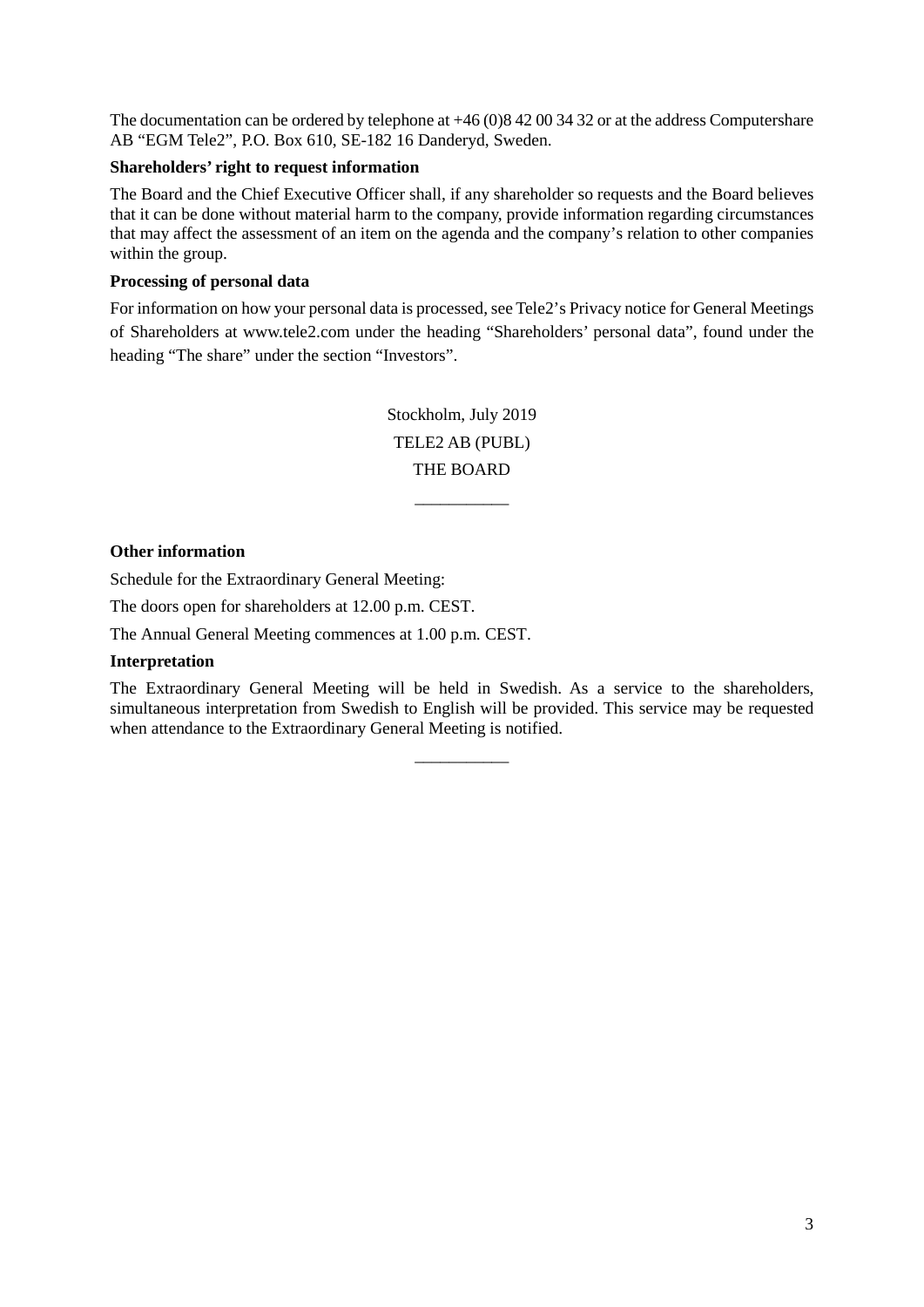The documentation can be ordered by telephone at +46 (0)8 42 00 34 32 or at the address Computershare AB "EGM Tele2", P.O. Box 610, SE-182 16 Danderyd, Sweden.

**Shareholders' right to request information**

The Board and the Chief Executive Officer shall, if any shareholder so requests and the Board believes that it can be done without material harm to the company, provide information regarding circumstances that may affect the assessment of an item on the agenda and the company's relation to other companies within the group.

**Processing of personal data**

For information on how your personal data is processed, see Tele2's Privacy notice for General Meetings of Shareholders at www.tele2.com under the heading "Shareholders' personal data", found under the heading "The share" under the section "Investors".

Stockholm, July 2019

TELE2 AB (PUBL)

THE BOARD

\_\_\_\_\_\_\_\_\_\_\_

**Other information**

Schedule for the Extraordinary General Meeting:

The doors open for shareholders at 12.00 p.m. CEST.

The Annual General Meeting commences at 1.00 p.m. CEST.

**Interpretation**

The Extraordinary General Meeting will be held in Swedish. As a service to the shareholders, simultaneous interpretation from Swedish to English will be provided. This service may be requested when attendance to the Extraordinary General Meeting is notified.

\_\_\_\_\_\_\_\_\_\_\_